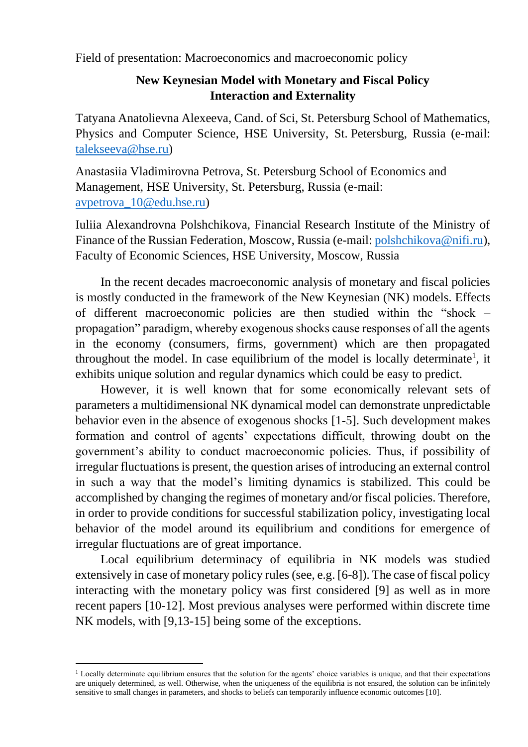Field of presentation: Macroeconomics and macroeconomic policy

# New Keynesian Model with Monetary and Fiscal Policy Interaction and Externality

Tatyana Anatolievna Alexeeva, Cand. of Sci, St. Petersburg School of Mathematics, Physics and Computer Science, HSE University, St. Petersburg, Russia (e-mail: talekseeva@hse.ru)

Anastasiia Vladimirovna Petrova, St. Petersburg School of Economics and Management, HSE University, St. Petersburg, Russia (e-mail: avpetrova_10@edu.hse.ru)

Iuliia Alexandrovna Polshchikova, Financial Research Institute of the Ministry of Finance of the Russian Federation, Moscow, Russia (e-mail: polshchikova@nifi.ru), Faculty of Economic Sciences, HSE University, Moscow, Russia

In the recent decades macroeconomic analysis of monetary and fiscal policies is mostly conducted in the framework of the New Keynesian (NK) models. Effects of different macroeconomic policies are then studied within the "shock – propagation" paradigm, whereby exogenous shocks cause responses of all the agents in the economy (consumers, firms, government) which are then propagated throughout the model. In case equilibrium of the model is locally determinate[1], it exhibits unique solution and regular dynamics which could be easy to predict.

However, it is well known that for some economically relevant sets of parameters a multidimensional NK dynamical model can demonstrate unpredictable behavior even in the absence of exogenous shocks [1-5]. Such development makes formation and control of agents' expectations difficult, throwing doubt on the government's ability to conduct macroeconomic policies. Thus, if possibility of irregular fluctuations is present, the question arises of introducing an external control in such a way that the model's limiting dynamics is stabilized. This could be accomplished by changing the regimes of monetary and/or fiscal policies. Therefore, in order to provide conditions for successful stabilization policy, investigating local behavior of the model around its equilibrium and conditions for emergence of irregular fluctuations are of great importance.

Local equilibrium determinacy of equilibria in NK models was studied extensively in case of monetary policy rules (see, e.g. [6-8]). The case of fiscal policy interacting with the monetary policy was first considered [9] as well as in more recent papers [10-12]. Most previous analyses were performed within discrete time NK models, with [9,13-15] being some of the exceptions.

[1] Locally determinate equilibrium ensures that the solution for the agents' choice variables is unique, and that their expectations are uniquely determined, as well. Otherwise, when the uniqueness of the equilibria is not ensured, the solution can be infinitely sensitive to small changes in parameters, and shocks to beliefs can temporarily influence economic outcomes [10].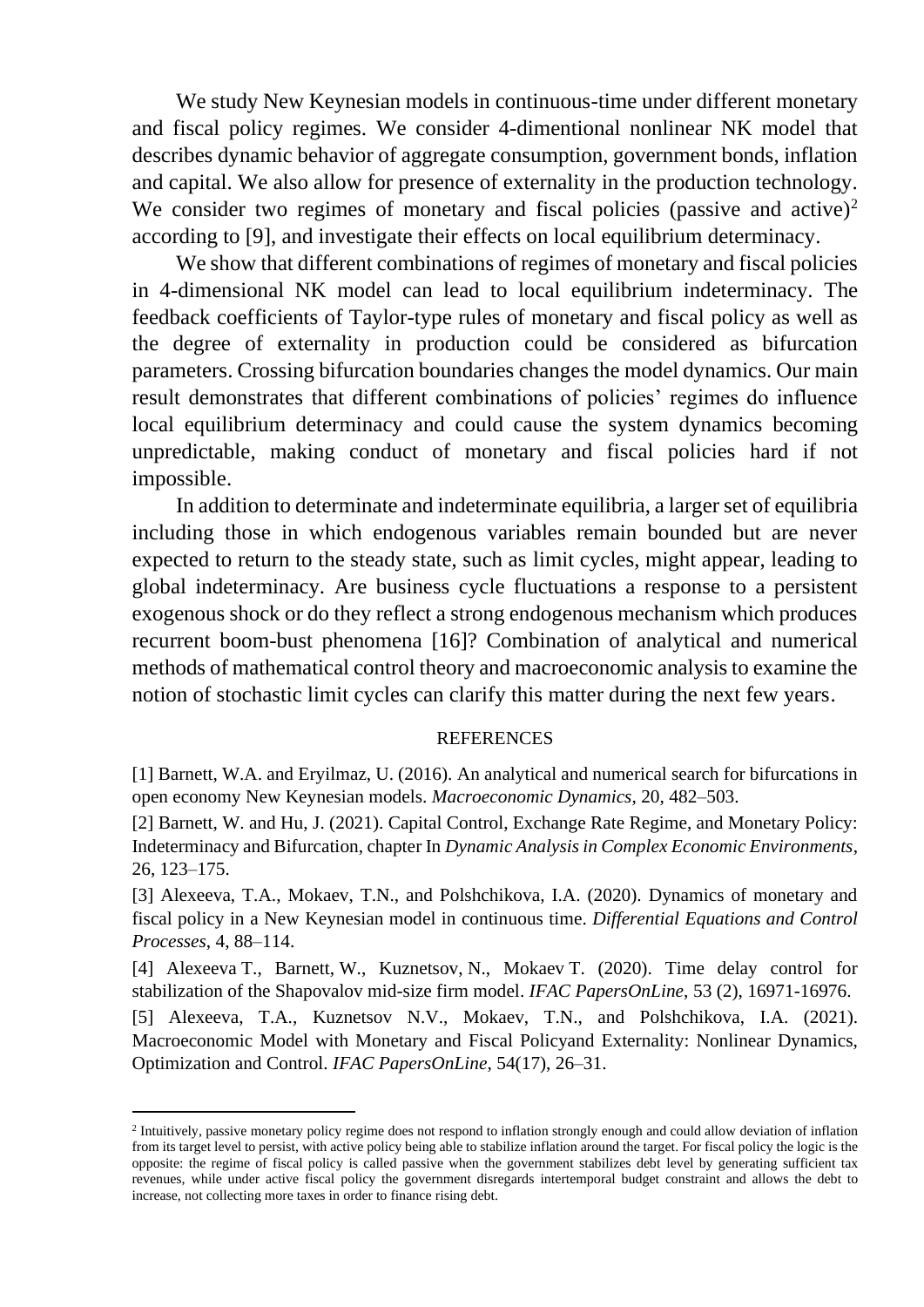We study New Keynesian models in continuous-time under different monetary and fiscal policy regimes. We consider 4-dimentional nonlinear NK model that describes dynamic behavior of aggregate consumption, government bonds, inflation and capital. We also allow for presence of externality in the production technology. We consider two regimes of monetary and fiscal policies (passive and active)[2] according to [9], and investigate their effects on local equilibrium determinacy.

We show that different combinations of regimes of monetary and fiscal policies in 4-dimensional NK model can lead to local equilibrium indeterminacy. The feedback coefficients of Taylor-type rules of monetary and fiscal policy as well as the degree of externality in production could be considered as bifurcation parameters. Crossing bifurcation boundaries changes the model dynamics. Our main result demonstrates that different combinations of policies' regimes do influence local equilibrium determinacy and could cause the system dynamics becoming unpredictable, making conduct of monetary and fiscal policies hard if not impossible.

In addition to determinate and indeterminate equilibria, a larger set of equilibria including those in which endogenous variables remain bounded but are never expected to return to the steady state, such as limit cycles, might appear, leading to global indeterminacy. Are business cycle fluctuations a response to a persistent exogenous shock or do they reflect a strong endogenous mechanism which produces recurrent boom-bust phenomena [16]? Combination of analytical and numerical methods of mathematical control theory and macroeconomic analysis to examine the notion of stochastic limit cycles can clarify this matter during the next few years.

## REFERENCES

[1] Barnett, W.A. and Eryilmaz, U. (2016). An analytical and numerical search for bifurcations in open economy New Keynesian models. *Macroeconomic Dynamics*, 20, 482–503.

[2] Barnett, W. and Hu, J. (2021). Capital Control, Exchange Rate Regime, and Monetary Policy: Indeterminacy and Bifurcation, chapter In *Dynamic Analysis in Complex Economic Environments*, 26, 123–175.

[3] Alexeeva, T.A., Mokaev, T.N., and Polshchikova, I.A. (2020). Dynamics of monetary and fiscal policy in a New Keynesian model in continuous time. *Differential Equations and Control Processes*, 4, 88–114.

[4] Alexeeva T., Barnett, W., Kuznetsov, N., Mokaev T. (2020). Time delay control for stabilization of the Shapovalov mid-size firm model. *IFAC PapersOnLine*, 53 (2), 16971-16976.

[5] Alexeeva, T.A., Kuznetsov N.V., Mokaev, T.N., and Polshchikova, I.A. (2021). Macroeconomic Model with Monetary and Fiscal Policyand Externality: Nonlinear Dynamics, Optimization and Control. *IFAC PapersOnLine*, 54(17), 26–31.

---

[2] Intuitively, passive monetary policy regime does not respond to inflation strongly enough and could allow deviation of inflation from its target level to persist, with active policy being able to stabilize inflation around the target. For fiscal policy the logic is the opposite: the regime of fiscal policy is called passive when the government stabilizes debt level by generating sufficient tax revenues, while under active fiscal policy the government disregards intertemporal budget constraint and allows the debt to increase, not collecting more taxes in order to finance rising debt.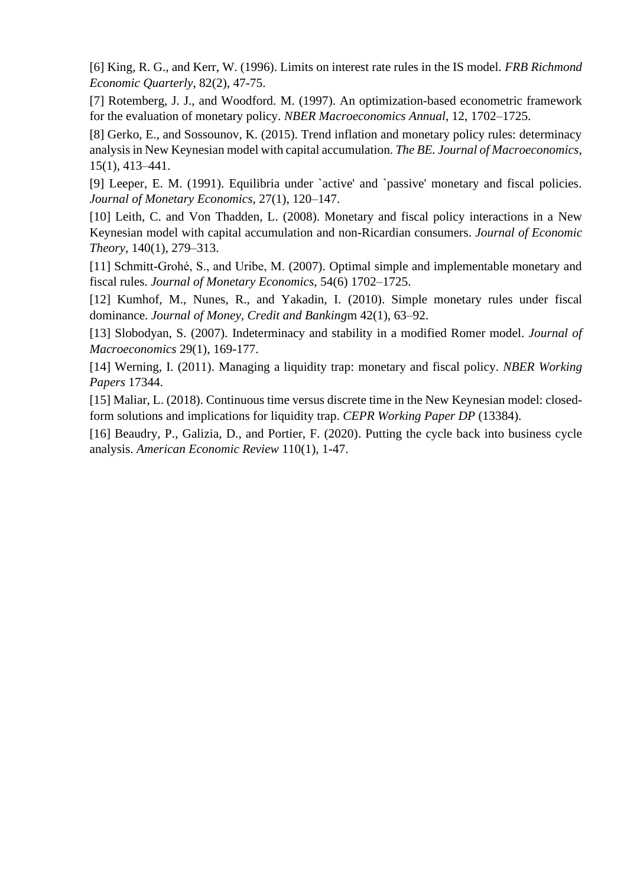[6] King, R. G., and Kerr, W. (1996). Limits on interest rate rules in the IS model. *FRB Richmond Economic Quarterly*, 82(2), 47-75.

[7] Rotemberg, J. J., and Woodford. M. (1997). An optimization-based econometric framework for the evaluation of monetary policy. *NBER Macroeconomics Annual*, 12, 1702–1725.

[8] Gerko, E., and Sossounov, K. (2015). Trend inflation and monetary policy rules: determinacy analysis in New Keynesian model with capital accumulation. *The BE. Journal of Macroeconomics*, 15(1), 413–441.

[9] Leeper, E. M. (1991). Equilibria under `active' and `passive' monetary and fiscal policies. *Journal of Monetary Economics*, 27(1), 120–147.

[10] Leith, C. and Von Thadden, L. (2008). Monetary and fiscal policy interactions in a New Keynesian model with capital accumulation and non-Ricardian consumers. *Journal of Economic Theory*, 140(1), 279–313.

[11] Schmitt-Grohé, S., and Uribe, M. (2007). Optimal simple and implementable monetary and fiscal rules. *Journal of Monetary Economics*, 54(6) 1702–1725.

[12] Kumhof, M., Nunes, R., and Yakadin, I. (2010). Simple monetary rules under fiscal dominance. *Journal of Money, Credit and Banking*m 42(1), 63–92.

[13] Slobodyan, S. (2007). Indeterminacy and stability in a modified Romer model. *Journal of Macroeconomics* 29(1), 169-177.

[14] Werning, I. (2011). Managing a liquidity trap: monetary and fiscal policy. *NBER Working Papers* 17344.

[15] Maliar, L. (2018). Continuous time versus discrete time in the New Keynesian model: closed-form solutions and implications for liquidity trap. *CEPR Working Paper DP* (13384).

[16] Beaudry, P., Galizia, D., and Portier, F. (2020). Putting the cycle back into business cycle analysis. *American Economic Review* 110(1), 1-47.